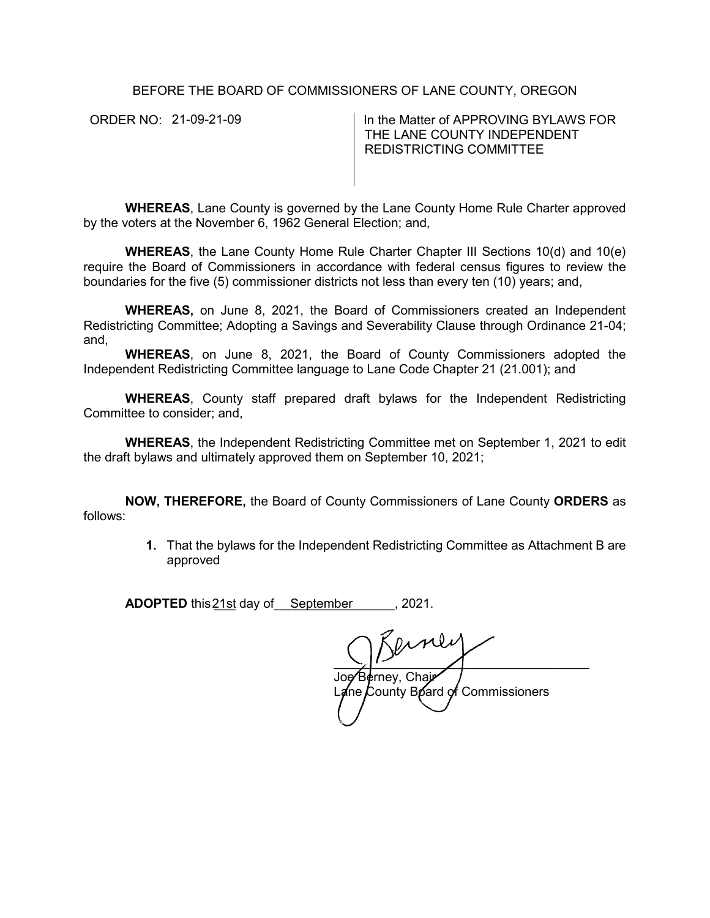BEFORE THE BOARD OF COMMISSIONERS OF LANE COUNTY, OREGON

ORDER NO: 21-09-21-09

In the Matter of APPROVING BYLAWS FOR THE LANE COUNTY INDEPENDENT REDISTRICTING COMMITTEE

**WHEREAS**, Lane County is governed by the Lane County Home Rule Charter approved by the voters at the November 6, 1962 General Election; and,

**WHEREAS**, the Lane County Home Rule Charter Chapter III Sections 10(d) and 10(e) require the Board of Commissioners in accordance with federal census figures to review the boundaries for the five (5) commissioner districts not less than every ten (10) years; and,

**WHEREAS,** on June 8, 2021, the Board of Commissioners created an Independent Redistricting Committee; Adopting a Savings and Severability Clause through Ordinance 21-04; and,

**WHEREAS**, on June 8, 2021, the Board of County Commissioners adopted the Independent Redistricting Committee language to Lane Code Chapter 21 (21.001); and

**WHEREAS**, County staff prepared draft bylaws for the Independent Redistricting Committee to consider; and,

**WHEREAS**, the Independent Redistricting Committee met on September 1, 2021 to edit the draft bylaws and ultimately approved them on September 10, 2021;

**NOW, THEREFORE,** the Board of County Commissioners of Lane County **ORDERS** as follows:

1. That the bylaws for the Independent Redistricting Committee as Attachment B are approved

**ADOPTED** this 21st day of September, 2021.

Joe Berney, Chair
Lane County Board of Commissioners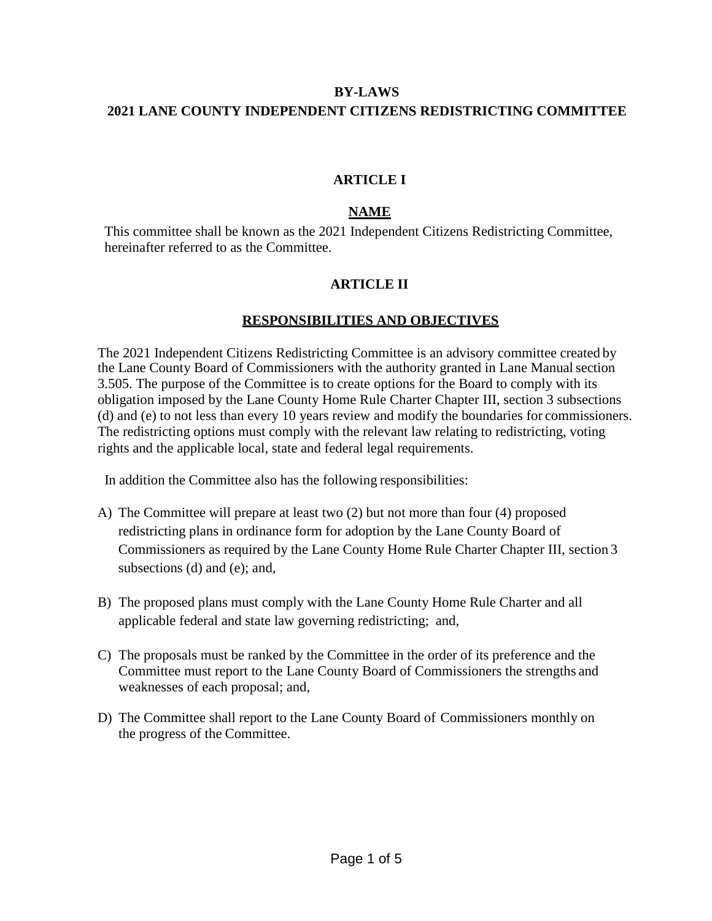**BY-LAWS**

**2021 LANE COUNTY INDEPENDENT CITIZENS REDISTRICTING COMMITTEE**

## ARTICLE I

### NAME

This committee shall be known as the 2021 Independent Citizens Redistricting Committee, hereinafter referred to as the Committee.

## ARTICLE II

### RESPONSIBILITIES AND OBJECTIVES

The 2021 Independent Citizens Redistricting Committee is an advisory committee created by the Lane County Board of Commissioners with the authority granted in Lane Manual section 3.505. The purpose of the Committee is to create options for the Board to comply with its obligation imposed by the Lane County Home Rule Charter Chapter III, section 3 subsections (d) and (e) to not less than every 10 years review and modify the boundaries for commissioners. The redistricting options must comply with the relevant law relating to redistricting, voting rights and the applicable local, state and federal legal requirements.

In addition the Committee also has the following responsibilities:

A) The Committee will prepare at least two (2) but not more than four (4) proposed redistricting plans in ordinance form for adoption by the Lane County Board of Commissioners as required by the Lane County Home Rule Charter Chapter III, section 3 subsections (d) and (e); and,

B) The proposed plans must comply with the Lane County Home Rule Charter and all applicable federal and state law governing redistricting; and,

C) The proposals must be ranked by the Committee in the order of its preference and the Committee must report to the Lane County Board of Commissioners the strengths and weaknesses of each proposal; and,

D) The Committee shall report to the Lane County Board of Commissioners monthly on the progress of the Committee.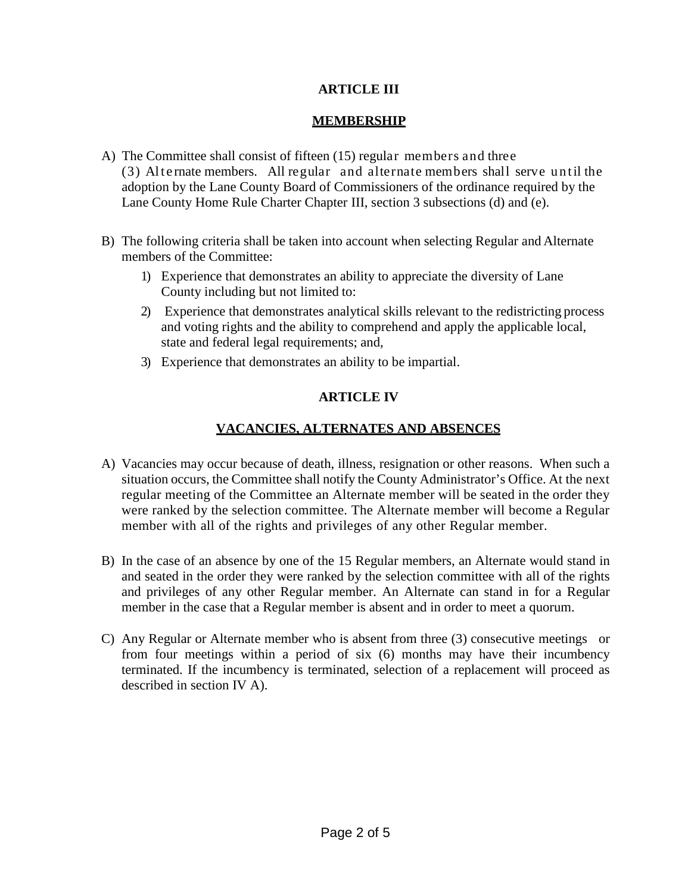## ARTICLE III

## MEMBERSHIP

A) The Committee shall consist of fifteen (15) regular members and three (3) Alternate members. All regular and alternate members shall serve until the adoption by the Lane County Board of Commissioners of the ordinance required by the Lane County Home Rule Charter Chapter III, section 3 subsections (d) and (e).

B) The following criteria shall be taken into account when selecting Regular and Alternate members of the Committee:

   1) Experience that demonstrates an ability to appreciate the diversity of Lane County including but not limited to:
   2) Experience that demonstrates analytical skills relevant to the redistricting process and voting rights and the ability to comprehend and apply the applicable local, state and federal legal requirements; and,
   3) Experience that demonstrates an ability to be impartial.

## ARTICLE IV

## VACANCIES, ALTERNATES AND ABSENCES

A) Vacancies may occur because of death, illness, resignation or other reasons. When such a situation occurs, the Committee shall notify the County Administrator's Office. At the next regular meeting of the Committee an Alternate member will be seated in the order they were ranked by the selection committee. The Alternate member will become a Regular member with all of the rights and privileges of any other Regular member.

B) In the case of an absence by one of the 15 Regular members, an Alternate would stand in and seated in the order they were ranked by the selection committee with all of the rights and privileges of any other Regular member. An Alternate can stand in for a Regular member in the case that a Regular member is absent and in order to meet a quorum.

C) Any Regular or Alternate member who is absent from three (3) consecutive meetings or from four meetings within a period of six (6) months may have their incumbency terminated. If the incumbency is terminated, selection of a replacement will proceed as described in section IV A).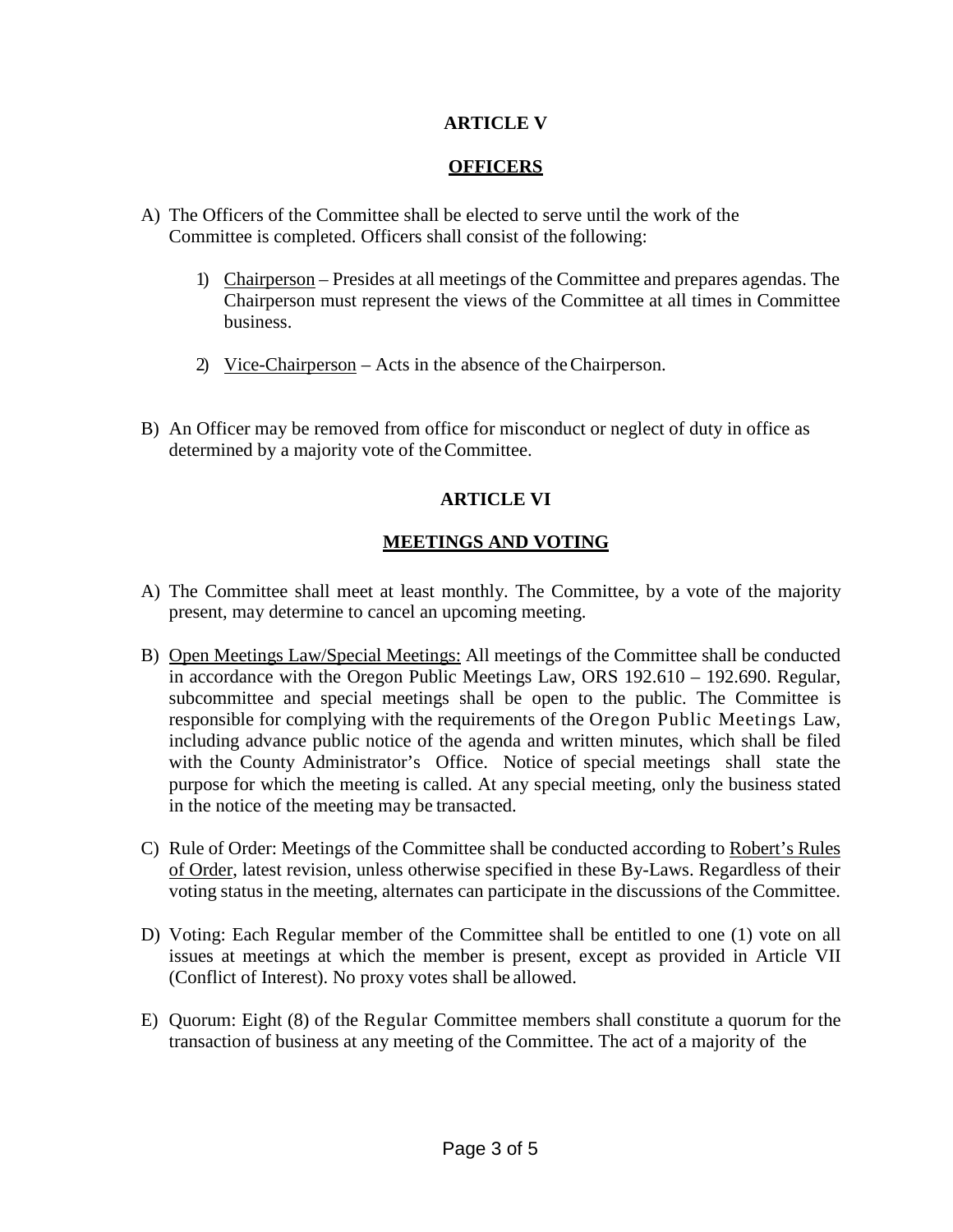## ARTICLE V

## OFFICERS

A) The Officers of the Committee shall be elected to serve until the work of the Committee is completed. Officers shall consist of the following:

   1) Chairperson – Presides at all meetings of the Committee and prepares agendas. The Chairperson must represent the views of the Committee at all times in Committee business.

   2) Vice-Chairperson – Acts in the absence of the Chairperson.

B) An Officer may be removed from office for misconduct or neglect of duty in office as determined by a majority vote of the Committee.

## ARTICLE VI

## MEETINGS AND VOTING

A) The Committee shall meet at least monthly. The Committee, by a vote of the majority present, may determine to cancel an upcoming meeting.

B) Open Meetings Law/Special Meetings: All meetings of the Committee shall be conducted in accordance with the Oregon Public Meetings Law, ORS 192.610 – 192.690. Regular, subcommittee and special meetings shall be open to the public. The Committee is responsible for complying with the requirements of the Oregon Public Meetings Law, including advance public notice of the agenda and written minutes, which shall be filed with the County Administrator's Office. Notice of special meetings shall state the purpose for which the meeting is called. At any special meeting, only the business stated in the notice of the meeting may be transacted.

C) Rule of Order: Meetings of the Committee shall be conducted according to Robert's Rules of Order, latest revision, unless otherwise specified in these By-Laws. Regardless of their voting status in the meeting, alternates can participate in the discussions of the Committee.

D) Voting: Each Regular member of the Committee shall be entitled to one (1) vote on all issues at meetings at which the member is present, except as provided in Article VII (Conflict of Interest). No proxy votes shall be allowed.

E) Quorum: Eight (8) of the Regular Committee members shall constitute a quorum for the transaction of business at any meeting of the Committee. The act of a majority of the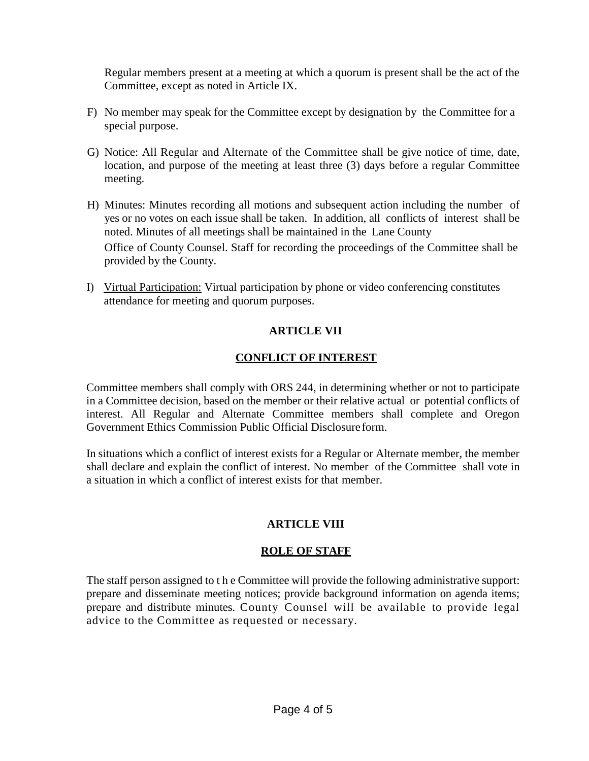Regular members present at a meeting at which a quorum is present shall be the act of the Committee, except as noted in Article IX.

F) No member may speak for the Committee except by designation by the Committee for a special purpose.

G) Notice: All Regular and Alternate of the Committee shall be give notice of time, date, location, and purpose of the meeting at least three (3) days before a regular Committee meeting.

H) Minutes: Minutes recording all motions and subsequent action including the number of yes or no votes on each issue shall be taken. In addition, all conflicts of interest shall be noted. Minutes of all meetings shall be maintained in the Lane County Office of County Counsel. Staff for recording the proceedings of the Committee shall be provided by the County.

I) Virtual Participation: Virtual participation by phone or video conferencing constitutes attendance for meeting and quorum purposes.

## ARTICLE VII

## CONFLICT OF INTEREST

Committee members shall comply with ORS 244, in determining whether or not to participate in a Committee decision, based on the member or their relative actual or potential conflicts of interest. All Regular and Alternate Committee members shall complete and Oregon Government Ethics Commission Public Official Disclosure form.

In situations which a conflict of interest exists for a Regular or Alternate member, the member shall declare and explain the conflict of interest. No member of the Committee shall vote in a situation in which a conflict of interest exists for that member.

## ARTICLE VIII

## ROLE OF STAFF

The staff person assigned to the Committee will provide the following administrative support: prepare and disseminate meeting notices; provide background information on agenda items; prepare and distribute minutes. County Counsel will be available to provide legal advice to the Committee as requested or necessary.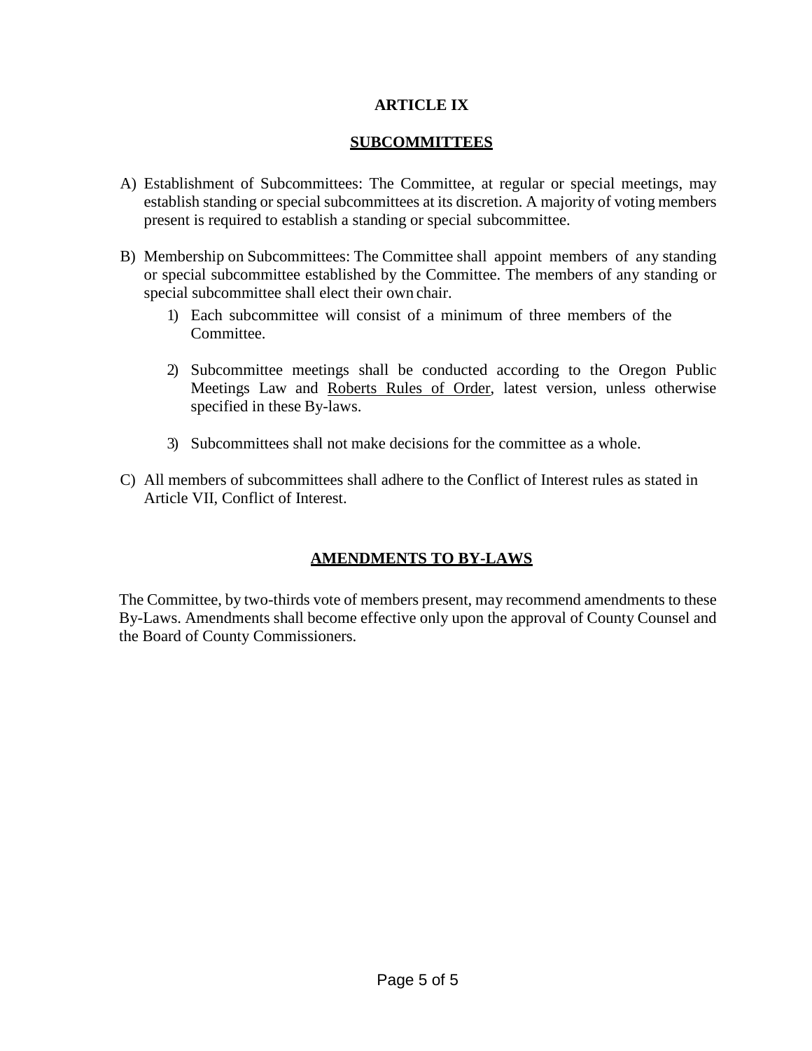## ARTICLE IX

## SUBCOMMITTEES

A) Establishment of Subcommittees: The Committee, at regular or special meetings, may establish standing or special subcommittees at its discretion. A majority of voting members present is required to establish a standing or special subcommittee.

B) Membership on Subcommittees: The Committee shall appoint members of any standing or special subcommittee established by the Committee. The members of any standing or special subcommittee shall elect their own chair.

   1) Each subcommittee will consist of a minimum of three members of the Committee.

   2) Subcommittee meetings shall be conducted according to the Oregon Public Meetings Law and Roberts Rules of Order, latest version, unless otherwise specified in these By-laws.

   3) Subcommittees shall not make decisions for the committee as a whole.

C) All members of subcommittees shall adhere to the Conflict of Interest rules as stated in Article VII, Conflict of Interest.

## AMENDMENTS TO BY-LAWS

The Committee, by two-thirds vote of members present, may recommend amendments to these By-Laws. Amendments shall become effective only upon the approval of County Counsel and the Board of County Commissioners.